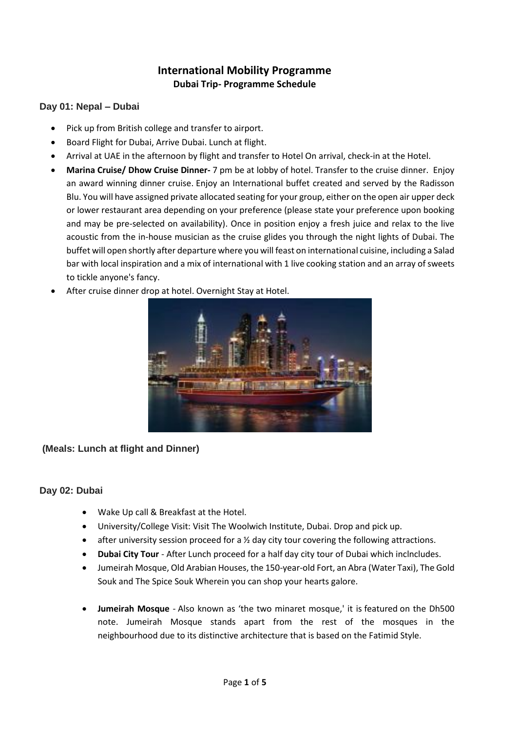# International Mobility Programme

## Dubai Trip- Programme Schedule

### Day 01: Nepal – Dubai

- Pick up from British college and transfer to airport.
- Board Flight for Dubai, Arrive Dubai. Lunch at flight.
- Arrival at UAE in the afternoon by flight and transfer to Hotel On arrival, check-in at the Hotel.
- **Marina Cruise/ Dhow Cruise Dinner-** 7 pm be at lobby of hotel. Transfer to the cruise dinner. Enjoy an award winning dinner cruise. Enjoy an International buffet created and served by the Radisson Blu. You will have assigned private allocated seating for your group, either on the open air upper deck or lower restaurant area depending on your preference (please state your preference upon booking and may be pre-selected on availability). Once in position enjoy a fresh juice and relax to the live acoustic from the in-house musician as the cruise glides you through the night lights of Dubai. The buffet will open shortly after departure where you will feast on international cuisine, including a Salad bar with local inspiration and a mix of international with 1 live cooking station and an array of sweets to tickle anyone's fancy.
- After cruise dinner drop at hotel. Overnight Stay at Hotel.

**(Meals: Lunch at flight and Dinner)**

### Day 02: Dubai

- Wake Up call & Breakfast at the Hotel.
- University/College Visit: Visit The Woolwich Institute, Dubai. Drop and pick up.
- after university session proceed for a ½ day city tour covering the following attractions.
- **Dubai City Tour** - After Lunch proceed for a half day city tour of Dubai which inclncludes.
- Jumeirah Mosque, Old Arabian Houses, the 150-year-old Fort, an Abra (Water Taxi), The Gold Souk and The Spice Souk Wherein you can shop your hearts galore.

- **Jumeirah Mosque** - Also known as 'the two minaret mosque,' it is featured on the Dh500 note. Jumeirah Mosque stands apart from the rest of the mosques in the neighbourhood due to its distinctive architecture that is based on the Fatimid Style.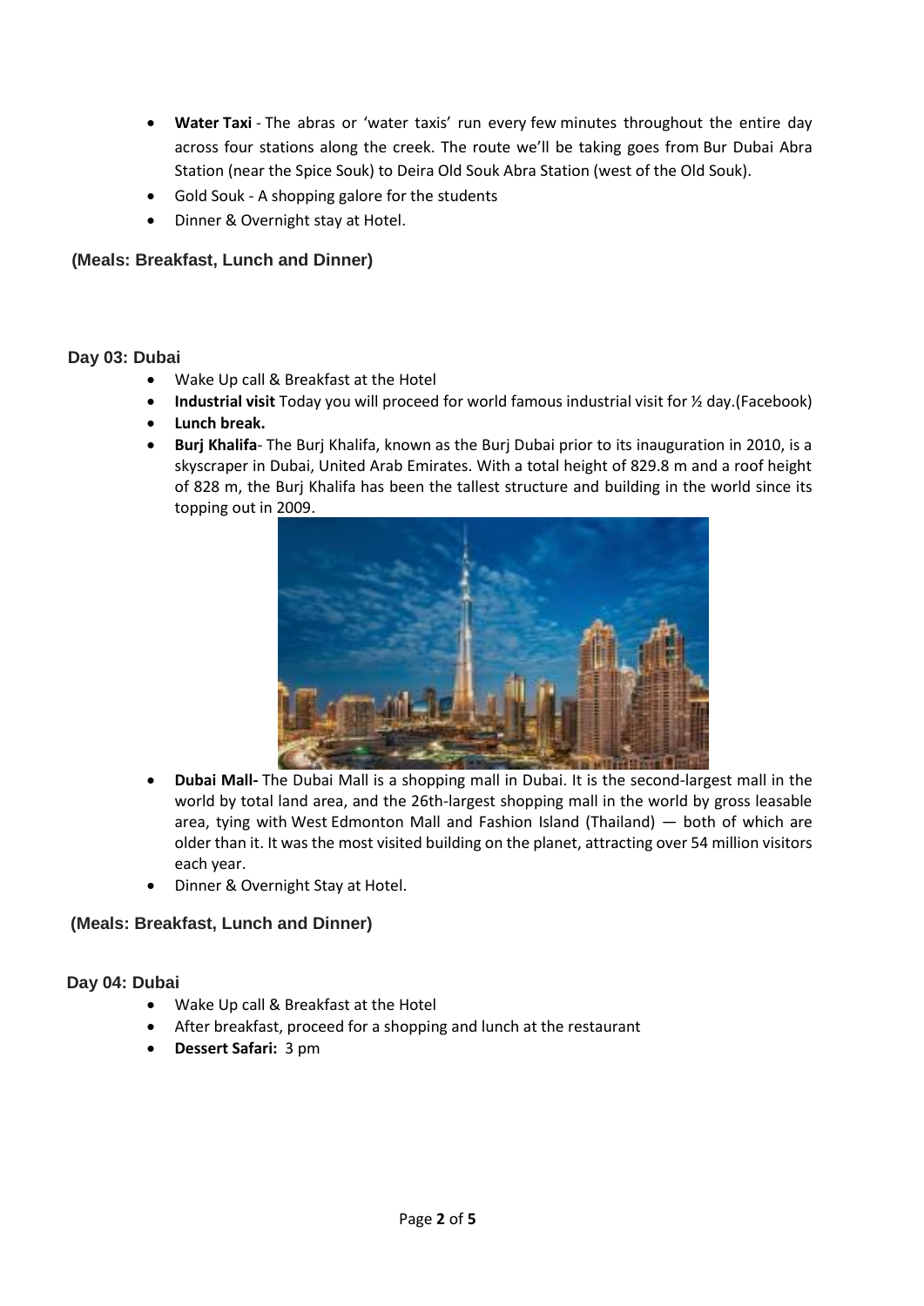- **Water Taxi** - The abras or 'water taxis' run every few minutes throughout the entire day across four stations along the creek. The route we'll be taking goes from Bur Dubai Abra Station (near the Spice Souk) to Deira Old Souk Abra Station (west of the Old Souk).
- Gold Souk - A shopping galore for the students
- Dinner & Overnight stay at Hotel.

**(Meals: Breakfast, Lunch and Dinner)**

**Day 03: Dubai**

- Wake Up call & Breakfast at the Hotel
- **Industrial visit** Today you will proceed for world famous industrial visit for ½ day.(Facebook)
- **Lunch break.**
- **Burj Khalifa**- The Burj Khalifa, known as the Burj Dubai prior to its inauguration in 2010, is a skyscraper in Dubai, United Arab Emirates. With a total height of 829.8 m and a roof height of 828 m, the Burj Khalifa has been the tallest structure and building in the world since its topping out in 2009.
- **Dubai Mall-** The Dubai Mall is a shopping mall in Dubai. It is the second-largest mall in the world by total land area, and the 26th-largest shopping mall in the world by gross leasable area, tying with West Edmonton Mall and Fashion Island (Thailand) — both of which are older than it. It was the most visited building on the planet, attracting over 54 million visitors each year.
- Dinner & Overnight Stay at Hotel.

**(Meals: Breakfast, Lunch and Dinner)**

**Day 04: Dubai**

- Wake Up call & Breakfast at the Hotel
- After breakfast, proceed for a shopping and lunch at the restaurant
- **Dessert Safari:** 3 pm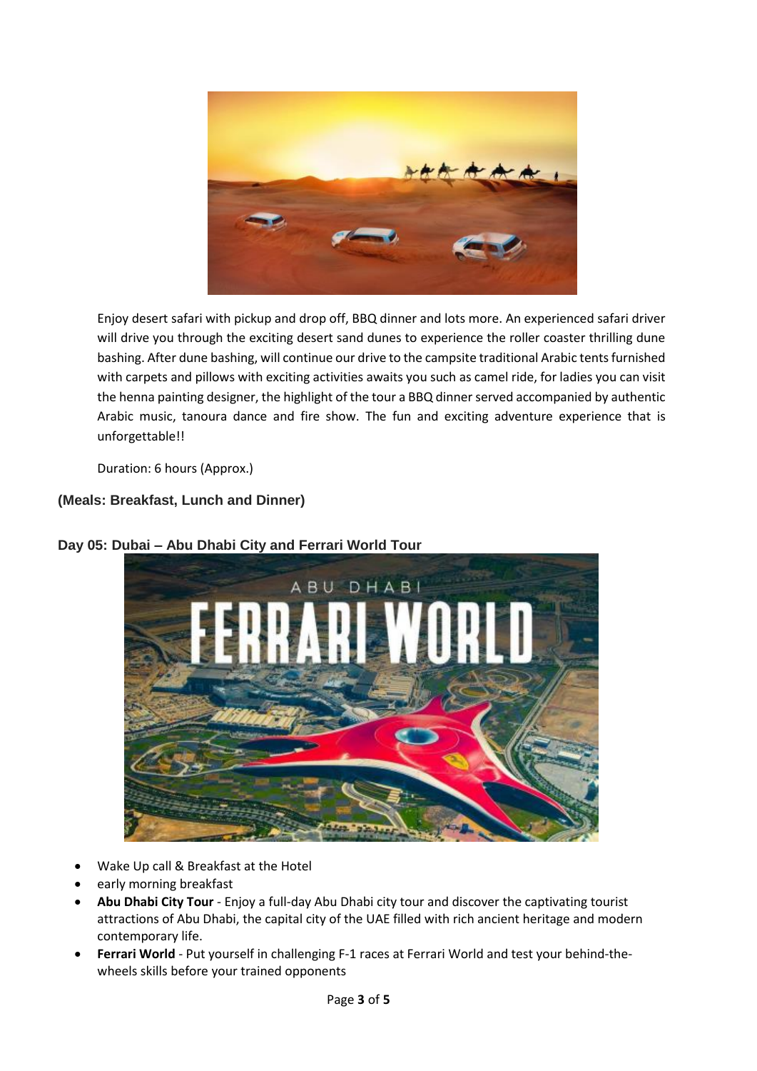Enjoy desert safari with pickup and drop off, BBQ dinner and lots more. An experienced safari driver will drive you through the exciting desert sand dunes to experience the roller coaster thrilling dune bashing. After dune bashing, will continue our drive to the campsite traditional Arabic tents furnished with carpets and pillows with exciting activities awaits you such as camel ride, for ladies you can visit the henna painting designer, the highlight of the tour a BBQ dinner served accompanied by authentic Arabic music, tanoura dance and fire show. The fun and exciting adventure experience that is unforgettable!!

Duration: 6 hours (Approx.)

**(Meals: Breakfast, Lunch and Dinner)**

**Day 05: Dubai – Abu Dhabi City and Ferrari World Tour**

- Wake Up call & Breakfast at the Hotel
- early morning breakfast
- **Abu Dhabi City Tour** - Enjoy a full-day Abu Dhabi city tour and discover the captivating tourist attractions of Abu Dhabi, the capital city of the UAE filled with rich ancient heritage and modern contemporary life.
- **Ferrari World** - Put yourself in challenging F-1 races at Ferrari World and test your behind-the-wheels skills before your trained opponents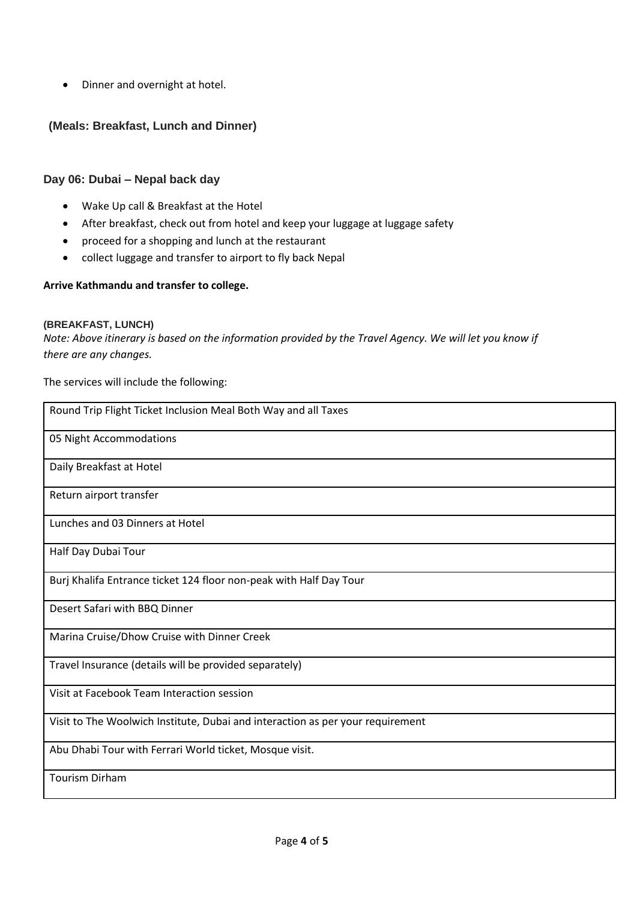- Dinner and overnight at hotel.

**(Meals: Breakfast, Lunch and Dinner)**

### Day 06: Dubai – Nepal back day

- Wake Up call & Breakfast at the Hotel
- After breakfast, check out from hotel and keep your luggage at luggage safety
- proceed for a shopping and lunch at the restaurant
- collect luggage and transfer to airport to fly back Nepal

**Arrive Kathmandu and transfer to college.**

**(BREAKFAST, LUNCH)**

*Note: Above itinerary is based on the information provided by the Travel Agency. We will let you know if there are any changes.*

The services will include the following:

| |
|---|
| Round Trip Flight Ticket Inclusion Meal Both Way and all Taxes |
| 05 Night Accommodations |
| Daily Breakfast at Hotel |
| Return airport transfer |
| Lunches and 03 Dinners at Hotel |
| Half Day Dubai Tour |
| Burj Khalifa Entrance ticket 124 floor non-peak with Half Day Tour |
| Desert Safari with BBQ Dinner |
| Marina Cruise/Dhow Cruise with Dinner Creek |
| Travel Insurance (details will be provided separately) |
| Visit at Facebook Team Interaction session |
| Visit to The Woolwich Institute, Dubai and interaction as per your requirement |
| Abu Dhabi Tour with Ferrari World ticket, Mosque visit. |
| Tourism Dirham |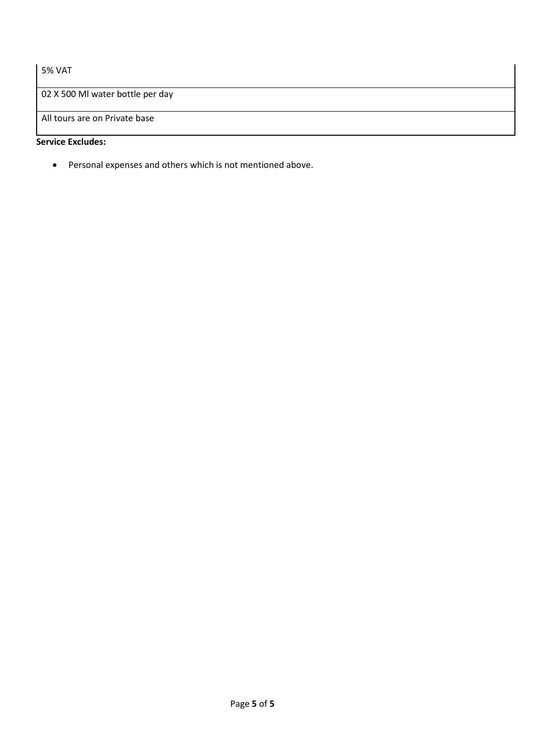| |
|---|
| 5% VAT |
| 02 X 500 Ml water bottle per day |
| All tours are on Private base |

**Service Excludes:**

- Personal expenses and others which is not mentioned above.